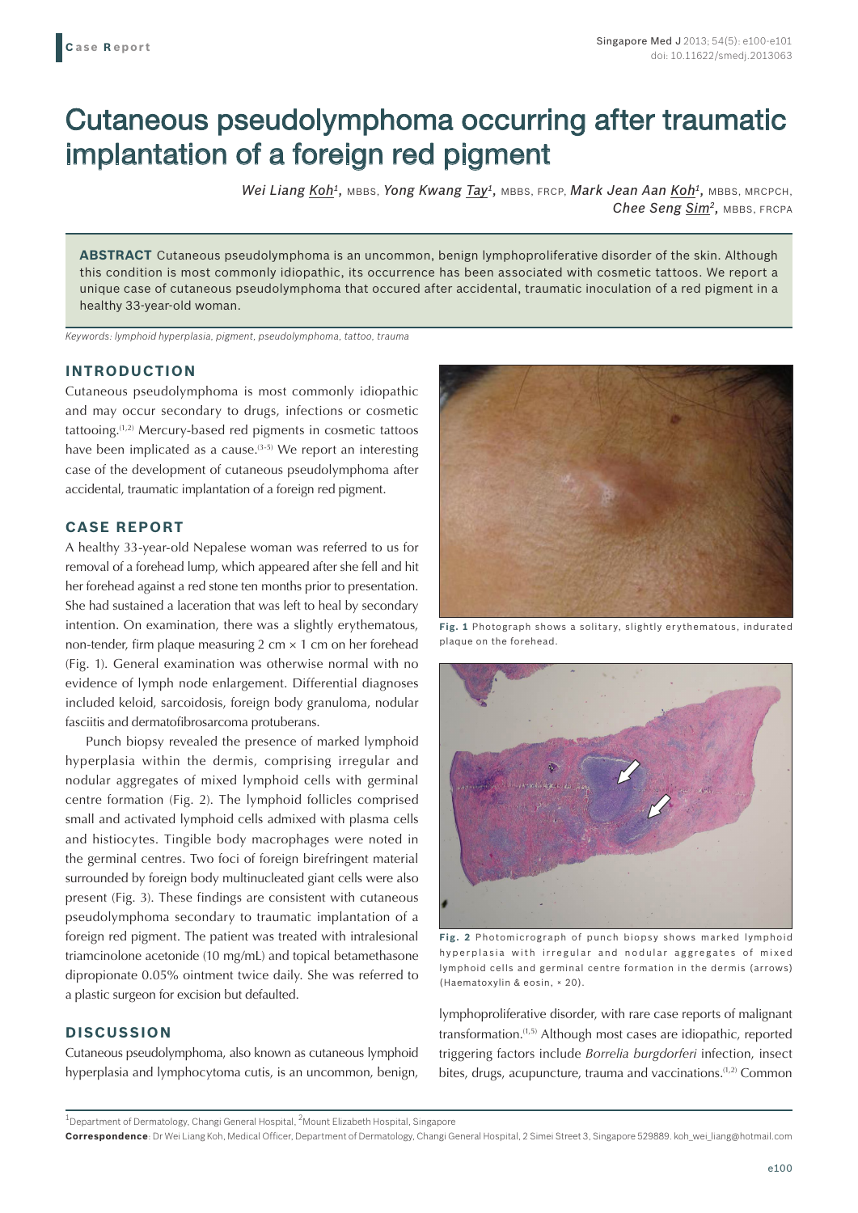Case Report

# Cutaneous pseudolymphoma occurring after traumatic implantation of a foreign red pigment

*Wei Liang Koh*[1], MBBS, *Yong Kwang Tay*[1], MBBS, FRCP, *Mark Jean Aan Koh*[1], MBBS, MRCPCH, *Chee Seng Sim*[2], MBBS, FRCPA

**ABSTRACT** Cutaneous pseudolymphoma is an uncommon, benign lymphoproliferative disorder of the skin. Although this condition is most commonly idiopathic, its occurrence has been associated with cosmetic tattoos. We report a unique case of cutaneous pseudolymphoma that occured after accidental, traumatic inoculation of a red pigment in a healthy 33-year-old woman.

*Keywords: lymphoid hyperplasia, pigment, pseudolymphoma, tattoo, trauma*

## INTRODUCTION

Cutaneous pseudolymphoma is most commonly idiopathic and may occur secondary to drugs, infections or cosmetic tattooing.[1,2] Mercury-based red pigments in cosmetic tattoos have been implicated as a cause.[3-5] We report an interesting case of the development of cutaneous pseudolymphoma after accidental, traumatic implantation of a foreign red pigment.

## CASE REPORT

A healthy 33-year-old Nepalese woman was referred to us for removal of a forehead lump, which appeared after she fell and hit her forehead against a red stone ten months prior to presentation. She had sustained a laceration that was left to heal by secondary intention. On examination, there was a slightly erythematous, non-tender, firm plaque measuring 2 cm × 1 cm on her forehead (Fig. 1). General examination was otherwise normal with no evidence of lymph node enlargement. Differential diagnoses included keloid, sarcoidosis, foreign body granuloma, nodular fasciitis and dermatofibrosarcoma protuberans.

Punch biopsy revealed the presence of marked lymphoid hyperplasia within the dermis, comprising irregular and nodular aggregates of mixed lymphoid cells with germinal centre formation (Fig. 2). The lymphoid follicles comprised small and activated lymphoid cells admixed with plasma cells and histiocytes. Tingible body macrophages were noted in the germinal centres. Two foci of foreign birefringent material surrounded by foreign body multinucleated giant cells were also present (Fig. 3). These findings are consistent with cutaneous pseudolymphoma secondary to traumatic implantation of a foreign red pigment. The patient was treated with intralesional triamcinolone acetonide (10 mg/mL) and topical betamethasone dipropionate 0.05% ointment twice daily. She was referred to a plastic surgeon for excision but defaulted.

**Fig. 1** Photograph shows a solitary, slightly erythematous, indurated plaque on the forehead.

**Fig. 2** Photomicrograph of punch biopsy shows marked lymphoid hyperplasia with irregular and nodular aggregates of mixed lymphoid cells and germinal centre formation in the dermis (arrows) (Haematoxylin & eosin, × 20).

## DISCUSSION

Cutaneous pseudolymphoma, also known as cutaneous lymphoid hyperplasia and lymphocytoma cutis, is an uncommon, benign, lymphoproliferative disorder, with rare case reports of malignant transformation.[1,5] Although most cases are idiopathic, reported triggering factors include *Borrelia burgdorferi* infection, insect bites, drugs, acupuncture, trauma and vaccinations.[1,2] Common

[1]Department of Dermatology, Changi General Hospital, [2]Mount Elizabeth Hospital, Singapore

**Correspondence**: Dr Wei Liang Koh, Medical Officer, Department of Dermatology, Changi General Hospital, 2 Simei Street 3, Singapore 529889. koh_wei_liang@hotmail.com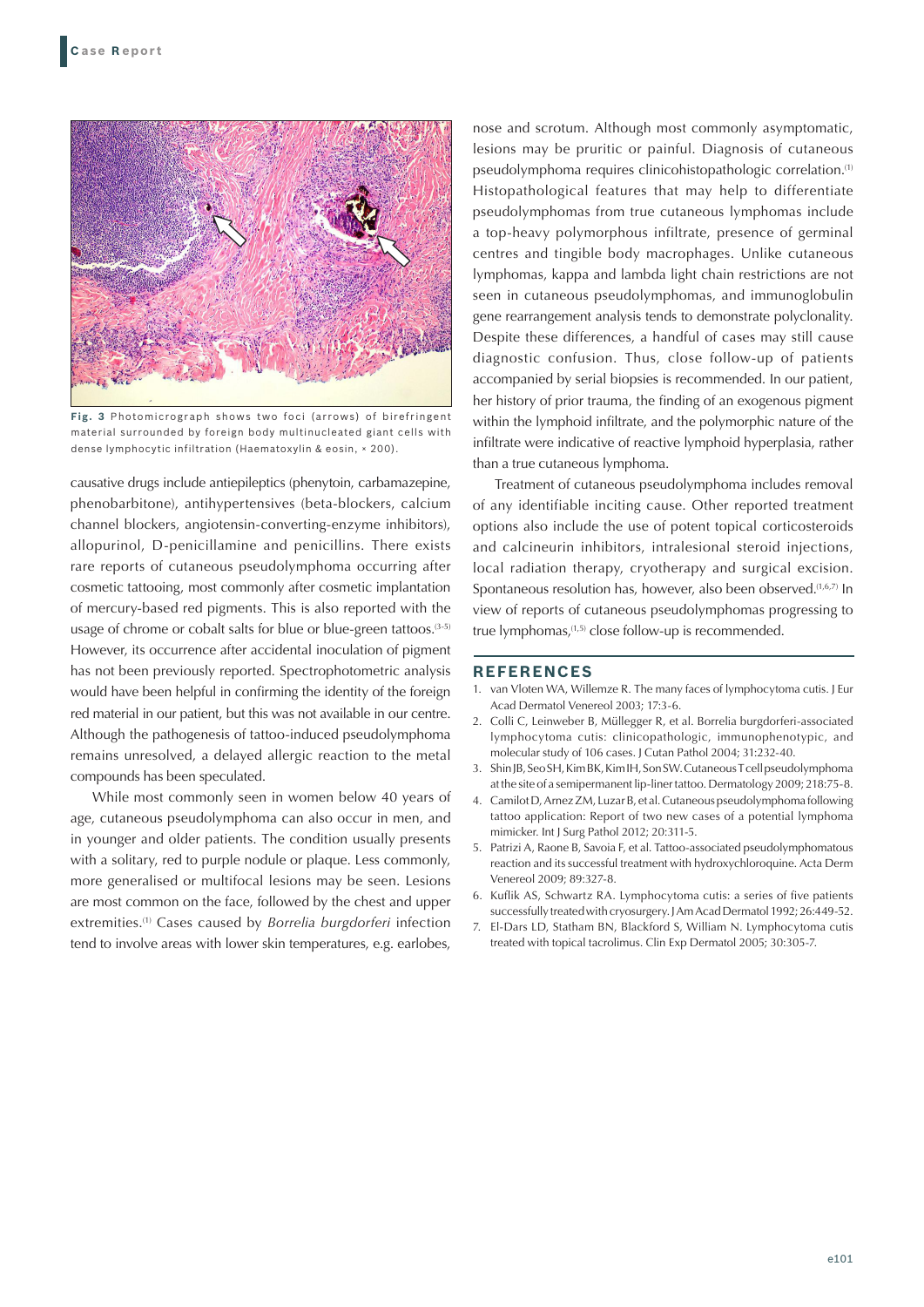Fig. 3 Photomicrograph shows two foci (arrows) of birefringent material surrounded by foreign body multinucleated giant cells with dense lymphocytic infiltration (Haematoxylin & eosin, × 200).

causative drugs include antiepileptics (phenytoin, carbamazepine, phenobarbitone), antihypertensives (beta-blockers, calcium channel blockers, angiotensin-converting-enzyme inhibitors), allopurinol, D-penicillamine and penicillins. There exists rare reports of cutaneous pseudolymphoma occurring after cosmetic tattooing, most commonly after cosmetic implantation of mercury-based red pigments. This is also reported with the usage of chrome or cobalt salts for blue or blue-green tattoos.[3-5] However, its occurrence after accidental inoculation of pigment has not been previously reported. Spectrophotometric analysis would have been helpful in confirming the identity of the foreign red material in our patient, but this was not available in our centre. Although the pathogenesis of tattoo-induced pseudolymphoma remains unresolved, a delayed allergic reaction to the metal compounds has been speculated.

While most commonly seen in women below 40 years of age, cutaneous pseudolymphoma can also occur in men, and in younger and older patients. The condition usually presents with a solitary, red to purple nodule or plaque. Less commonly, more generalised or multifocal lesions may be seen. Lesions are most common on the face, followed by the chest and upper extremities.[1] Cases caused by *Borrelia burgdorferi* infection tend to involve areas with lower skin temperatures, e.g. earlobes, nose and scrotum. Although most commonly asymptomatic, lesions may be pruritic or painful. Diagnosis of cutaneous pseudolymphoma requires clinicohistopathologic correlation.[1] Histopathological features that may help to differentiate pseudolymphomas from true cutaneous lymphomas include a top-heavy polymorphous infiltrate, presence of germinal centres and tingible body macrophages. Unlike cutaneous lymphomas, kappa and lambda light chain restrictions are not seen in cutaneous pseudolymphomas, and immunoglobulin gene rearrangement analysis tends to demonstrate polyclonality. Despite these differences, a handful of cases may still cause diagnostic confusion. Thus, close follow-up of patients accompanied by serial biopsies is recommended. In our patient, her history of prior trauma, the finding of an exogenous pigment within the lymphoid infiltrate, and the polymorphic nature of the infiltrate were indicative of reactive lymphoid hyperplasia, rather than a true cutaneous lymphoma.

Treatment of cutaneous pseudolymphoma includes removal of any identifiable inciting cause. Other reported treatment options also include the use of potent topical corticosteroids and calcineurin inhibitors, intralesional steroid injections, local radiation therapy, cryotherapy and surgical excision. Spontaneous resolution has, however, also been observed.[1,6,7] In view of reports of cutaneous pseudolymphomas progressing to true lymphomas,[1,5] close follow-up is recommended.

## REFERENCES

1. van Vloten WA, Willemze R. The many faces of lymphocytoma cutis. J Eur Acad Dermatol Venereol 2003; 17:3-6.
2. Colli C, Leinweber B, Müllegger R, et al. Borrelia burgdorferi-associated lymphocytoma cutis: clinicopathologic, immunophenotypic, and molecular study of 106 cases. J Cutan Pathol 2004; 31:232-40.
3. Shin JB, Seo SH, Kim BK, Kim IH, Son SW. Cutaneous T cell pseudolymphoma at the site of a semipermanent lip-liner tattoo. Dermatology 2009; 218:75-8.
4. Camilot D, Arnez ZM, Luzar B, et al. Cutaneous pseudolymphoma following tattoo application: Report of two new cases of a potential lymphoma mimicker. Int J Surg Pathol 2012; 20:311-5.
5. Patrizi A, Raone B, Savoia F, et al. Tattoo-associated pseudolymphomatous reaction and its successful treatment with hydroxychloroquine. Acta Derm Venereol 2009; 89:327-8.
6. Kuflik AS, Schwartz RA. Lymphocytoma cutis: a series of five patients successfully treated with cryosurgery. J Am Acad Dermatol 1992; 26:449-52.
7. El-Dars LD, Statham BN, Blackford S, William N. Lymphocytoma cutis treated with topical tacrolimus. Clin Exp Dermatol 2005; 30:305-7.